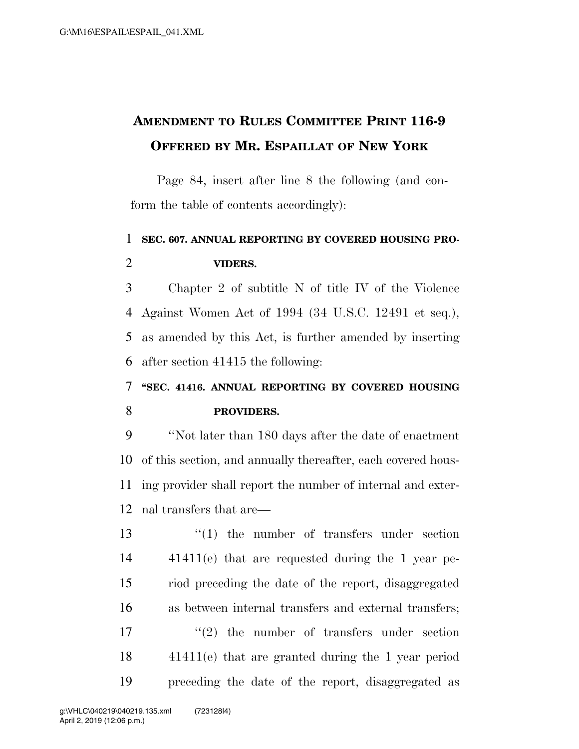# AMENDMENT TO RULES COMMITTEE PRINT 116-9 OFFERED BY MR. ESPAILLAT OF NEW YORK

Page 84, insert after line 8 the following (and conform the table of contents accordingly):

**SEC. 607. ANNUAL REPORTING BY COVERED HOUSING PROVIDERS.**

Chapter 2 of subtitle N of title IV of the Violence Against Women Act of 1994 (34 U.S.C. 12491 et seq.), as amended by this Act, is further amended by inserting after section 41415 the following:

**"SEC. 41416. ANNUAL REPORTING BY COVERED HOUSING PROVIDERS.**

"Not later than 180 days after the date of enactment of this section, and annually thereafter, each covered housing provider shall report the number of internal and external transfers that are—

"(1) the number of transfers under section 41411(e) that are requested during the 1 year period preceding the date of the report, disaggregated as between internal transfers and external transfers;

"(2) the number of transfers under section 41411(e) that are granted during the 1 year period preceding the date of the report, disaggregated as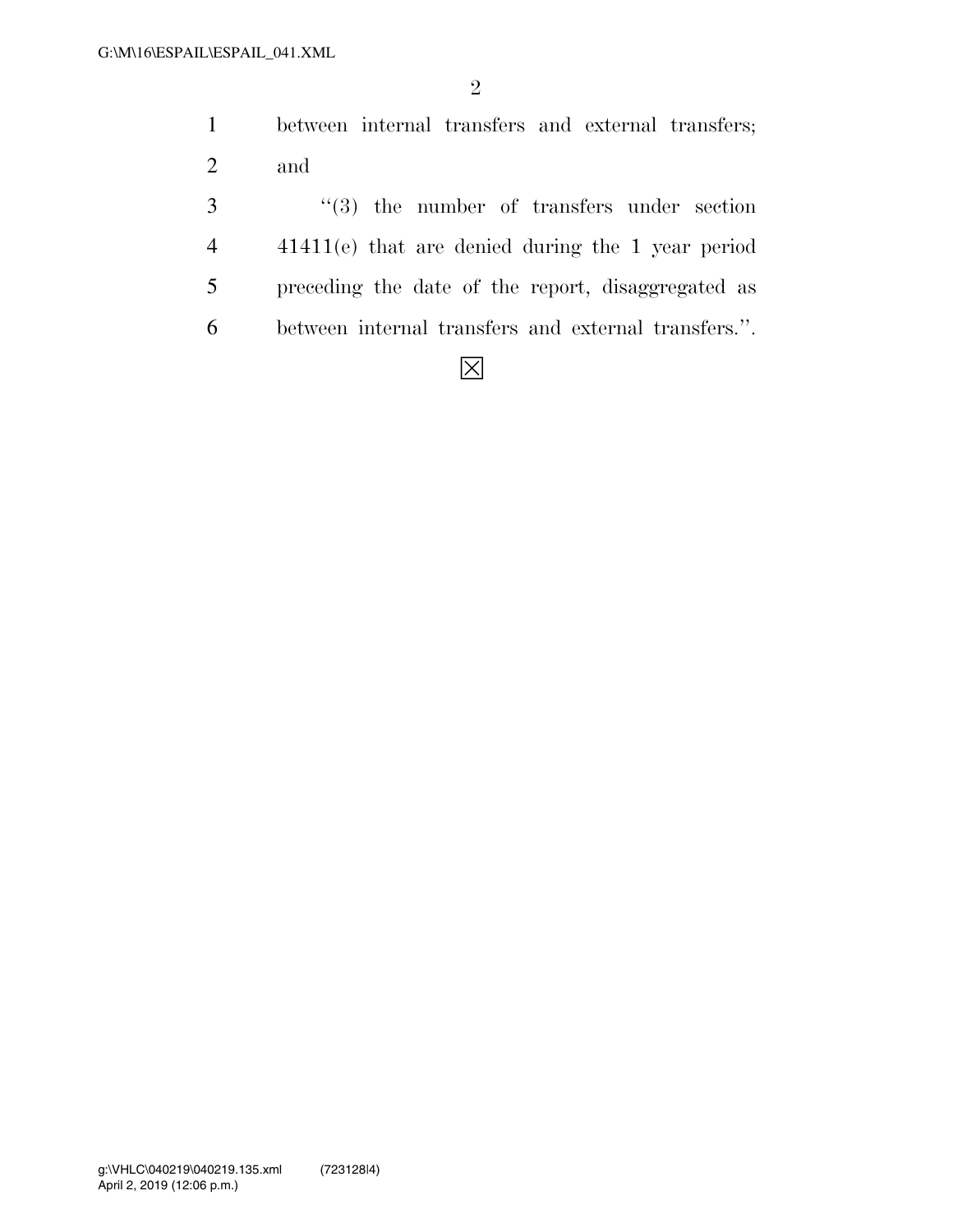between internal transfers and external transfers; and

"(3) the number of transfers under section 41411(e) that are denied during the 1 year period preceding the date of the report, disaggregated as between internal transfers and external transfers.".